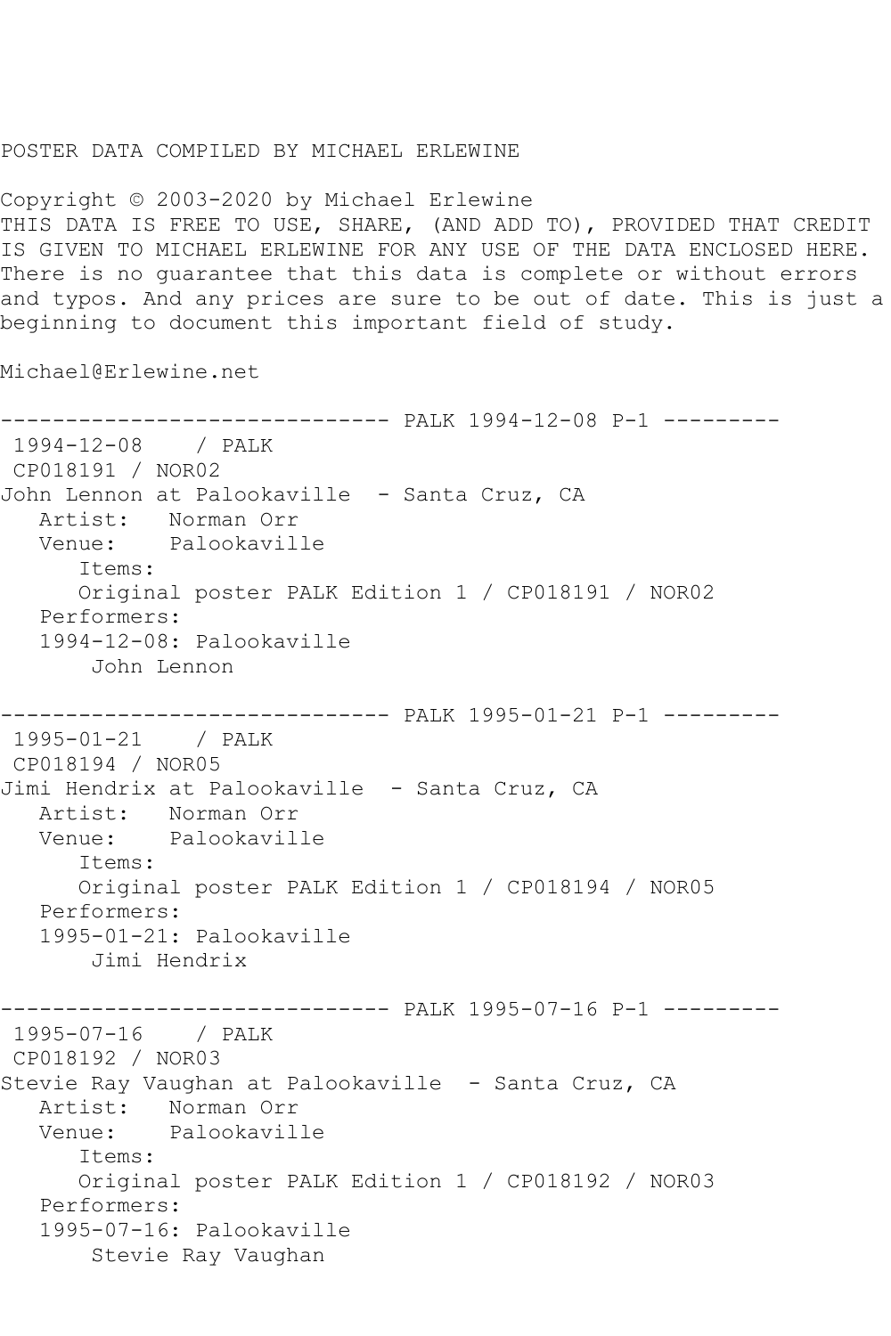POSTER DATA COMPILED BY MICHAEL ERLEWINE

Copyright © 2003-2020 by Michael Erlewine
THIS DATA IS FREE TO USE, SHARE, (AND ADD TO), PROVIDED THAT CREDIT IS GIVEN TO MICHAEL ERLEWINE FOR ANY USE OF THE DATA ENCLOSED HERE. There is no guarantee that this data is complete or without errors and typos. And any prices are sure to be out of date. This is just a beginning to document this important field of study.

Michael@Erlewine.net

```
------------------------------ PALK 1994-12-08 P-1 ---------
 1994-12-08    / PALK
 CP018191 / NOR02
John Lennon at Palookaville  - Santa Cruz, CA
   Artist:   Norman Orr
   Venue:    Palookaville
      Items:
      Original poster PALK Edition 1 / CP018191 / NOR02
   Performers:
   1994-12-08: Palookaville
       John Lennon

------------------------------ PALK 1995-01-21 P-1 ---------
 1995-01-21    / PALK
 CP018194 / NOR05
Jimi Hendrix at Palookaville  - Santa Cruz, CA
   Artist:   Norman Orr
   Venue:    Palookaville
      Items:
      Original poster PALK Edition 1 / CP018194 / NOR05
   Performers:
   1995-01-21: Palookaville
       Jimi Hendrix

------------------------------ PALK 1995-07-16 P-1 ---------
 1995-07-16    / PALK
 CP018192 / NOR03
Stevie Ray Vaughan at Palookaville  - Santa Cruz, CA
   Artist:   Norman Orr
   Venue:    Palookaville
      Items:
      Original poster PALK Edition 1 / CP018192 / NOR03
   Performers:
   1995-07-16: Palookaville
       Stevie Ray Vaughan
```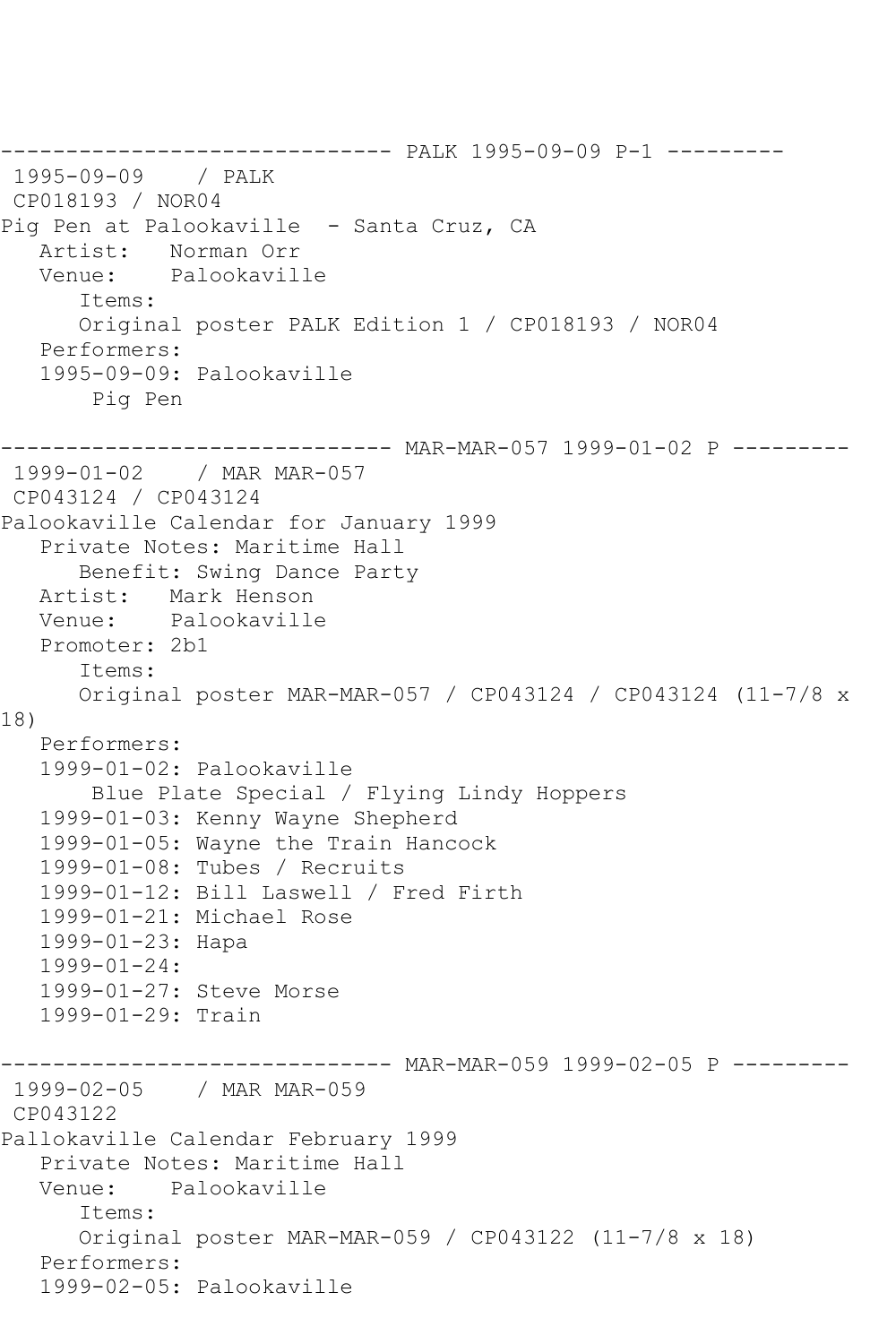------------------------------ PALK 1995-09-09 P-1 ---------

1995-09-09 / PALK
CP018193 / NOR04
Pig Pen at Palookaville - Santa Cruz, CA
Artist: Norman Orr
Venue: Palookaville
Items:
Original poster PALK Edition 1 / CP018193 / NOR04
Performers:
1995-09-09: Palookaville
Pig Pen

------------------------------ MAR-MAR-057 1999-01-02 P ---------

1999-01-02 / MAR MAR-057
CP043124 / CP043124
Palookaville Calendar for January 1999
Private Notes: Maritime Hall
Benefit: Swing Dance Party
Artist: Mark Henson
Venue: Palookaville
Promoter: 2b1
Items:
Original poster MAR-MAR-057 / CP043124 / CP043124 (11-7/8 x 18)
Performers:
1999-01-02: Palookaville
Blue Plate Special / Flying Lindy Hoppers
1999-01-03: Kenny Wayne Shepherd
1999-01-05: Wayne the Train Hancock
1999-01-08: Tubes / Recruits
1999-01-12: Bill Laswell / Fred Firth
1999-01-21: Michael Rose
1999-01-23: Hapa
1999-01-24:
1999-01-27: Steve Morse
1999-01-29: Train

------------------------------ MAR-MAR-059 1999-02-05 P ---------

1999-02-05 / MAR MAR-059
CP043122
Pallokaville Calendar February 1999
Private Notes: Maritime Hall
Venue: Palookaville
Items:
Original poster MAR-MAR-059 / CP043122 (11-7/8 x 18)
Performers:
1999-02-05: Palookaville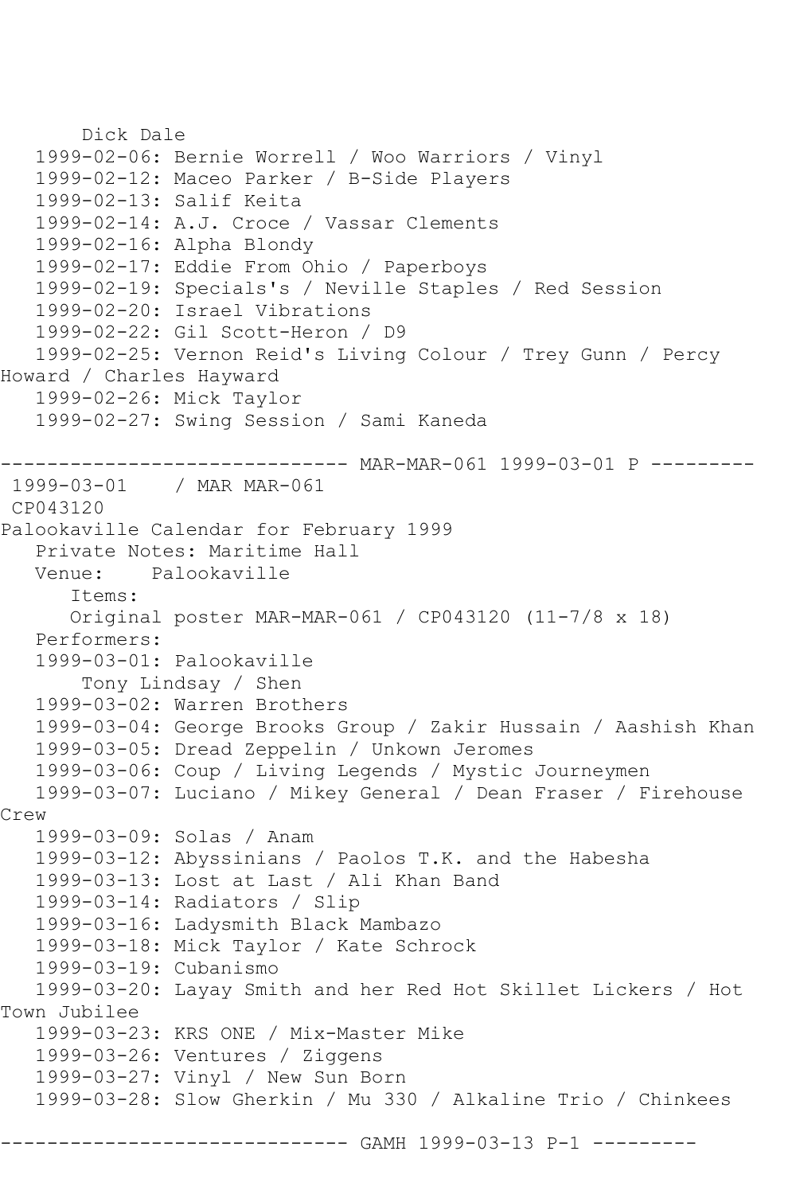Dick Dale
   1999-02-06: Bernie Worrell / Woo Warriors / Vinyl
   1999-02-12: Maceo Parker / B-Side Players
   1999-02-13: Salif Keita
   1999-02-14: A.J. Croce / Vassar Clements
   1999-02-16: Alpha Blondy
   1999-02-17: Eddie From Ohio / Paperboys
   1999-02-19: Specials's / Neville Staples / Red Session
   1999-02-20: Israel Vibrations
   1999-02-22: Gil Scott-Heron / D9
   1999-02-25: Vernon Reid's Living Colour / Trey Gunn / Percy Howard / Charles Hayward
   1999-02-26: Mick Taylor
   1999-02-27: Swing Session / Sami Kaneda

------------------------------ MAR-MAR-061 1999-03-01 P ---------

1999-03-01    / MAR MAR-061
CP043120
Palookaville Calendar for February 1999
   Private Notes: Maritime Hall
   Venue:    Palookaville
      Items:
      Original poster MAR-MAR-061 / CP043120 (11-7/8 x 18)
   Performers:
   1999-03-01: Palookaville
       Tony Lindsay / Shen
   1999-03-02: Warren Brothers
   1999-03-04: George Brooks Group / Zakir Hussain / Aashish Khan
   1999-03-05: Dread Zeppelin / Unkown Jeromes
   1999-03-06: Coup / Living Legends / Mystic Journeymen
   1999-03-07: Luciano / Mikey General / Dean Fraser / Firehouse Crew
   1999-03-09: Solas / Anam
   1999-03-12: Abyssinians / Paolos T.K. and the Habesha
   1999-03-13: Lost at Last / Ali Khan Band
   1999-03-14: Radiators / Slip
   1999-03-16: Ladysmith Black Mambazo
   1999-03-18: Mick Taylor / Kate Schrock
   1999-03-19: Cubanismo
   1999-03-20: Layay Smith and her Red Hot Skillet Lickers / Hot Town Jubilee
   1999-03-23: KRS ONE / Mix-Master Mike
   1999-03-26: Ventures / Ziggens
   1999-03-27: Vinyl / New Sun Born
   1999-03-28: Slow Gherkin / Mu 330 / Alkaline Trio / Chinkees

------------------------------ GAMH 1999-03-13 P-1 ---------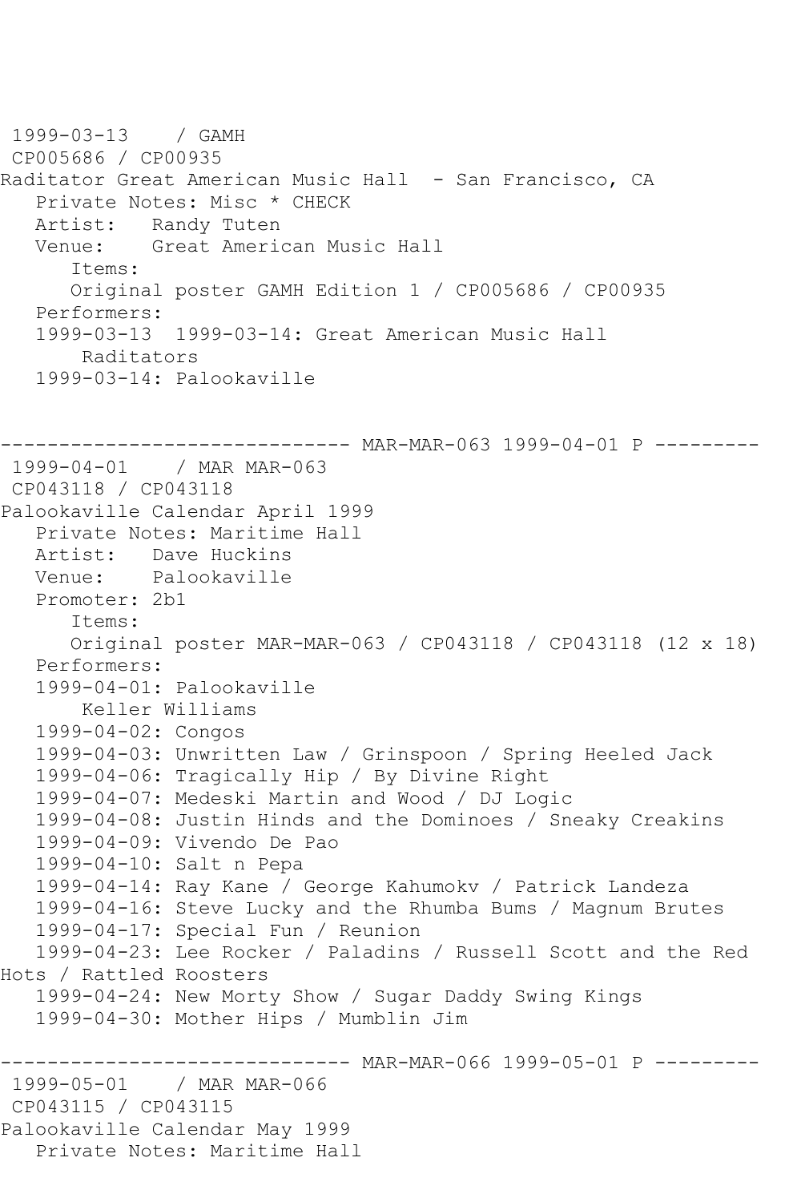1999-03-13 / GAMH
CP005686 / CP00935
Raditator Great American Music Hall - San Francisco, CA
Private Notes: Misc * CHECK
Artist: Randy Tuten
Venue: Great American Music Hall
Items:
Original poster GAMH Edition 1 / CP005686 / CP00935
Performers:
1999-03-13 1999-03-14: Great American Music Hall
Raditators
1999-03-14: Palookaville

------------------------------ MAR-MAR-063 1999-04-01 P ---------
1999-04-01 / MAR MAR-063
CP043118 / CP043118
Palookaville Calendar April 1999
Private Notes: Maritime Hall
Artist: Dave Huckins
Venue: Palookaville
Promoter: 2b1
Items:
Original poster MAR-MAR-063 / CP043118 / CP043118 (12 x 18)
Performers:
1999-04-01: Palookaville
Keller Williams
1999-04-02: Congos
1999-04-03: Unwritten Law / Grinspoon / Spring Heeled Jack
1999-04-06: Tragically Hip / By Divine Right
1999-04-07: Medeski Martin and Wood / DJ Logic
1999-04-08: Justin Hinds and the Dominoes / Sneaky Creakins
1999-04-09: Vivendo De Pao
1999-04-10: Salt n Pepa
1999-04-14: Ray Kane / George Kahumokv / Patrick Landeza
1999-04-16: Steve Lucky and the Rhumba Bums / Magnum Brutes
1999-04-17: Special Fun / Reunion
1999-04-23: Lee Rocker / Paladins / Russell Scott and the Red Hots / Rattled Roosters
1999-04-24: New Morty Show / Sugar Daddy Swing Kings
1999-04-30: Mother Hips / Mumblin Jim

------------------------------ MAR-MAR-066 1999-05-01 P ---------
1999-05-01 / MAR MAR-066
CP043115 / CP043115
Palookaville Calendar May 1999
Private Notes: Maritime Hall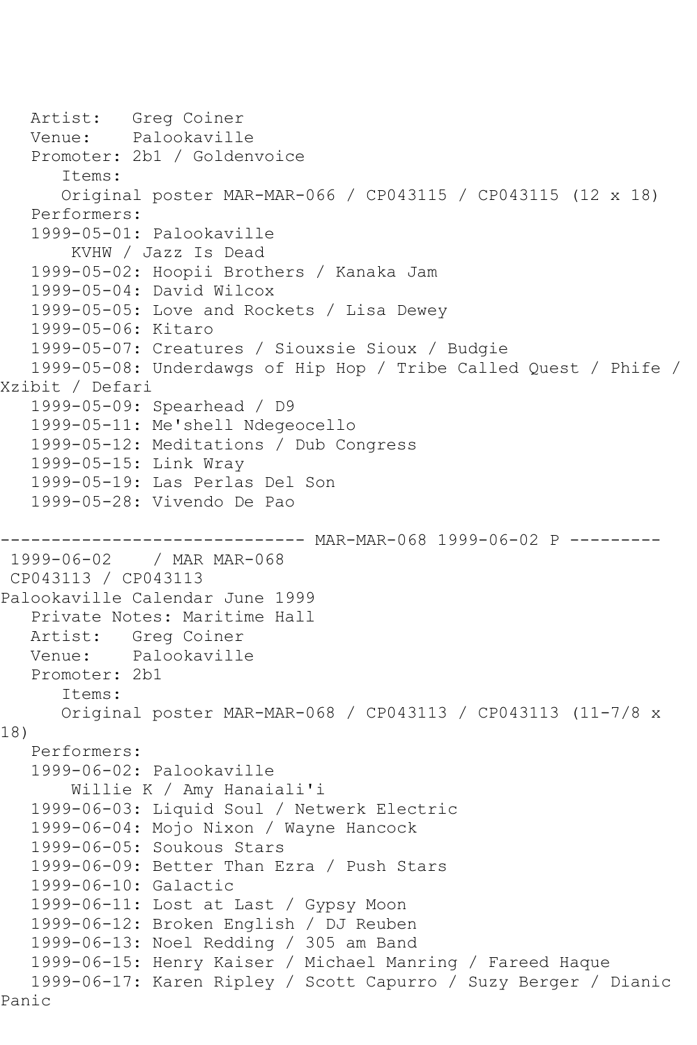Artist: Greg Coiner
Venue: Palookaville
Promoter: 2b1 / Goldenvoice
Items:
Original poster MAR-MAR-066 / CP043115 / CP043115 (12 x 18)
Performers:
1999-05-01: Palookaville
KVHW / Jazz Is Dead
1999-05-02: Hoopii Brothers / Kanaka Jam
1999-05-04: David Wilcox
1999-05-05: Love and Rockets / Lisa Dewey
1999-05-06: Kitaro
1999-05-07: Creatures / Siouxsie Sioux / Budgie
1999-05-08: Underdawgs of Hip Hop / Tribe Called Quest / Phife / Xzibit / Defari
1999-05-09: Spearhead / D9
1999-05-11: Me'shell Ndegeocello
1999-05-12: Meditations / Dub Congress
1999-05-15: Link Wray
1999-05-19: Las Perlas Del Son
1999-05-28: Vivendo De Pao

------------------------------ MAR-MAR-068 1999-06-02 P ---------

1999-06-02 / MAR MAR-068
CP043113 / CP043113
Palookaville Calendar June 1999
Private Notes: Maritime Hall
Artist: Greg Coiner
Venue: Palookaville
Promoter: 2b1
Items:
Original poster MAR-MAR-068 / CP043113 / CP043113 (11-7/8 x 18)
Performers:
1999-06-02: Palookaville
Willie K / Amy Hanaiali'i
1999-06-03: Liquid Soul / Netwerk Electric
1999-06-04: Mojo Nixon / Wayne Hancock
1999-06-05: Soukous Stars
1999-06-09: Better Than Ezra / Push Stars
1999-06-10: Galactic
1999-06-11: Lost at Last / Gypsy Moon
1999-06-12: Broken English / DJ Reuben
1999-06-13: Noel Redding / 305 am Band
1999-06-15: Henry Kaiser / Michael Manring / Fareed Haque
1999-06-17: Karen Ripley / Scott Capurro / Suzy Berger / Dianic Panic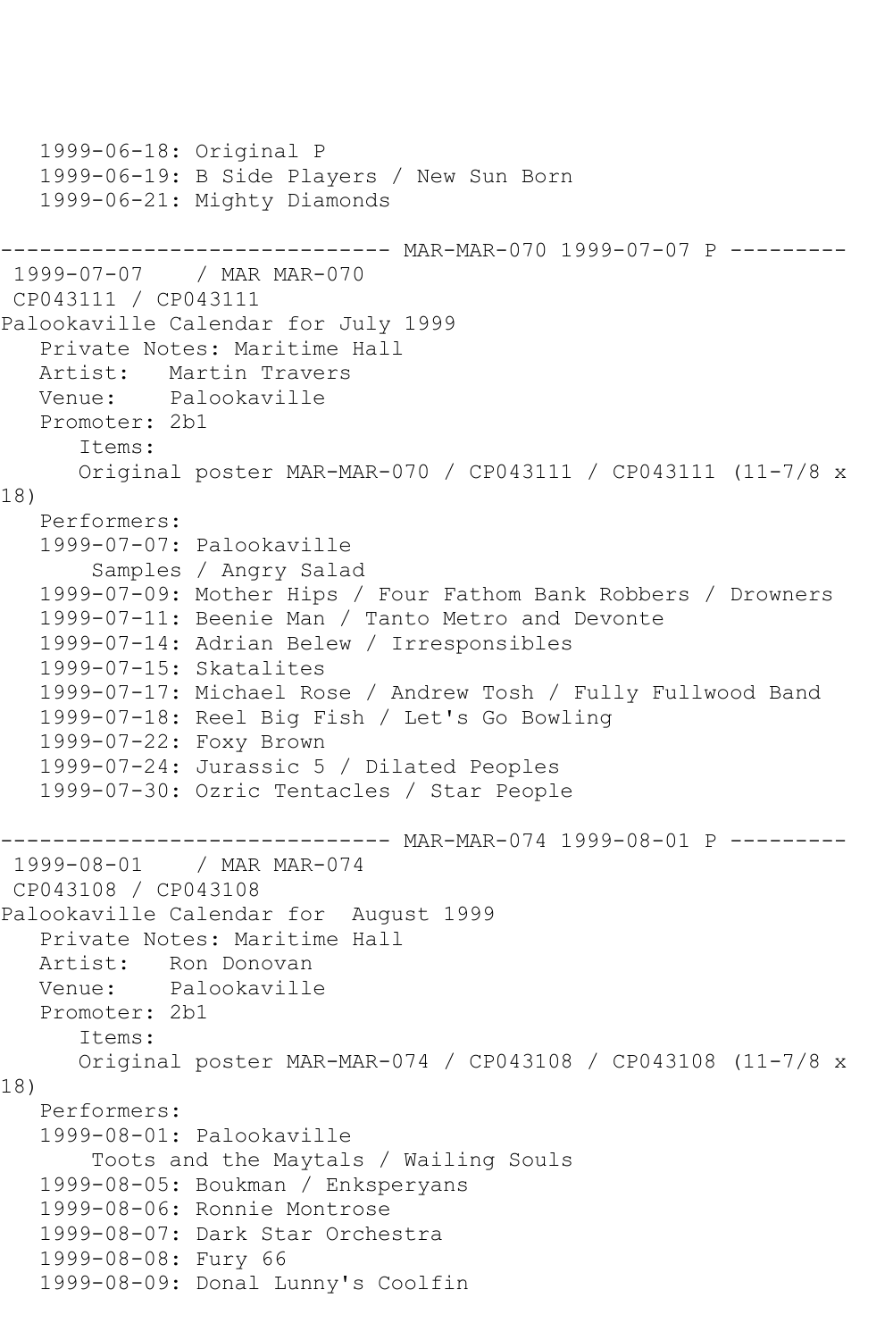```
   1999-06-18: Original P
   1999-06-19: B Side Players / New Sun Born
   1999-06-21: Mighty Diamonds

------------------------------ MAR-MAR-070 1999-07-07 P ---------
 1999-07-07    / MAR MAR-070
 CP043111 / CP043111
Palookaville Calendar for July 1999
   Private Notes: Maritime Hall
   Artist:   Martin Travers
   Venue:    Palookaville
   Promoter: 2b1
      Items:
      Original poster MAR-MAR-070 / CP043111 / CP043111 (11-7/8 x
18)
   Performers:
   1999-07-07: Palookaville
       Samples / Angry Salad
   1999-07-09: Mother Hips / Four Fathom Bank Robbers / Drowners
   1999-07-11: Beenie Man / Tanto Metro and Devonte
   1999-07-14: Adrian Belew / Irresponsibles
   1999-07-15: Skatalites
   1999-07-17: Michael Rose / Andrew Tosh / Fully Fullwood Band
   1999-07-18: Reel Big Fish / Let's Go Bowling
   1999-07-22: Foxy Brown
   1999-07-24: Jurassic 5 / Dilated Peoples
   1999-07-30: Ozric Tentacles / Star People

------------------------------ MAR-MAR-074 1999-08-01 P ---------
 1999-08-01    / MAR MAR-074
 CP043108 / CP043108
Palookaville Calendar for  August 1999
   Private Notes: Maritime Hall
   Artist:   Ron Donovan
   Venue:    Palookaville
   Promoter: 2b1
      Items:
      Original poster MAR-MAR-074 / CP043108 / CP043108 (11-7/8 x
18)
   Performers:
   1999-08-01: Palookaville
       Toots and the Maytals / Wailing Souls
   1999-08-05: Boukman / Enksperyans
   1999-08-06: Ronnie Montrose
   1999-08-07: Dark Star Orchestra
   1999-08-08: Fury 66
   1999-08-09: Donal Lunny's Coolfin
```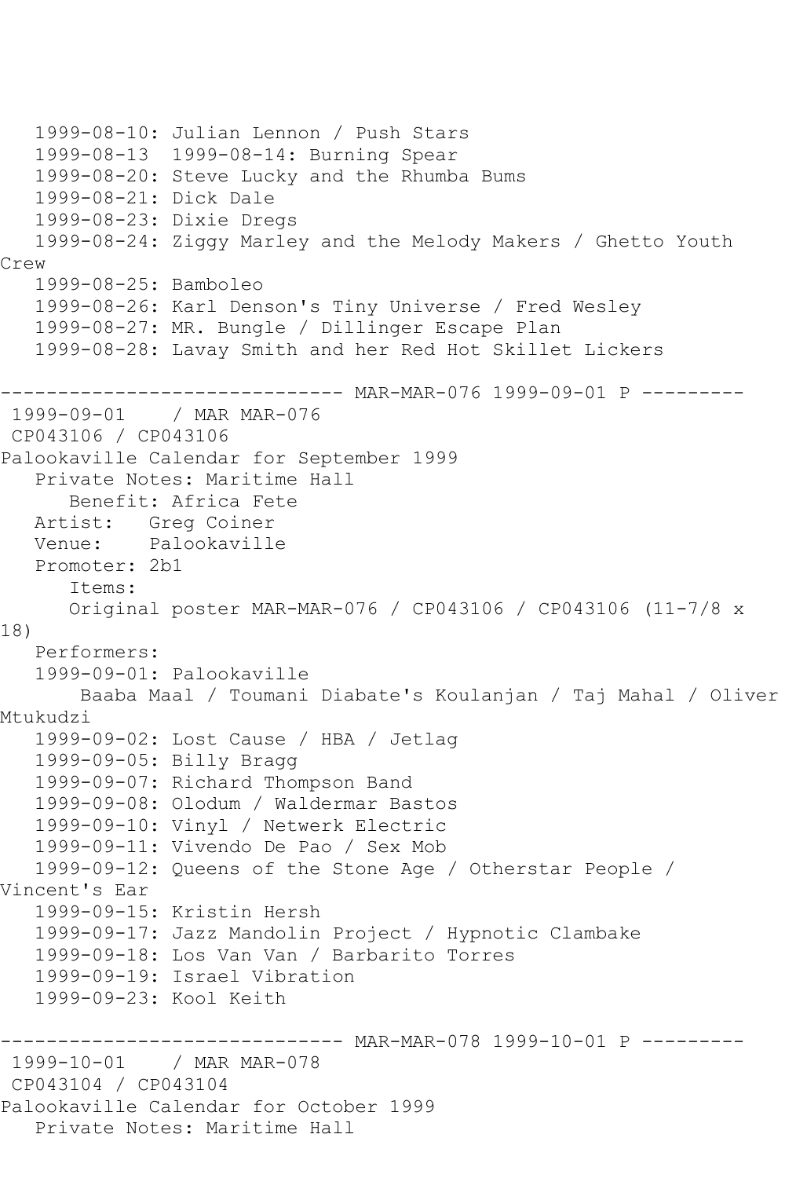1999-08-10: Julian Lennon / Push Stars
1999-08-13 1999-08-14: Burning Spear
1999-08-20: Steve Lucky and the Rhumba Bums
1999-08-21: Dick Dale
1999-08-23: Dixie Dregs
1999-08-24: Ziggy Marley and the Melody Makers / Ghetto Youth Crew
1999-08-25: Bamboleo
1999-08-26: Karl Denson's Tiny Universe / Fred Wesley
1999-08-27: MR. Bungle / Dillinger Escape Plan
1999-08-28: Lavay Smith and her Red Hot Skillet Lickers

------------------------------ MAR-MAR-076 1999-09-01 P ---------

1999-09-01 / MAR MAR-076
CP043106 / CP043106
Palookaville Calendar for September 1999
Private Notes: Maritime Hall
Benefit: Africa Fete
Artist: Greg Coiner
Venue: Palookaville
Promoter: 2b1
Items:
Original poster MAR-MAR-076 / CP043106 / CP043106 (11-7/8 x 18)
Performers:
1999-09-01: Palookaville
Baaba Maal / Toumani Diabate's Koulanjan / Taj Mahal / Oliver Mtukudzi
1999-09-02: Lost Cause / HBA / Jetlag
1999-09-05: Billy Bragg
1999-09-07: Richard Thompson Band
1999-09-08: Olodum / Waldermar Bastos
1999-09-10: Vinyl / Netwerk Electric
1999-09-11: Vivendo De Pao / Sex Mob
1999-09-12: Queens of the Stone Age / Otherstar People / Vincent's Ear
1999-09-15: Kristin Hersh
1999-09-17: Jazz Mandolin Project / Hypnotic Clambake
1999-09-18: Los Van Van / Barbarito Torres
1999-09-19: Israel Vibration
1999-09-23: Kool Keith

------------------------------ MAR-MAR-078 1999-10-01 P ---------

1999-10-01 / MAR MAR-078
CP043104 / CP043104
Palookaville Calendar for October 1999
Private Notes: Maritime Hall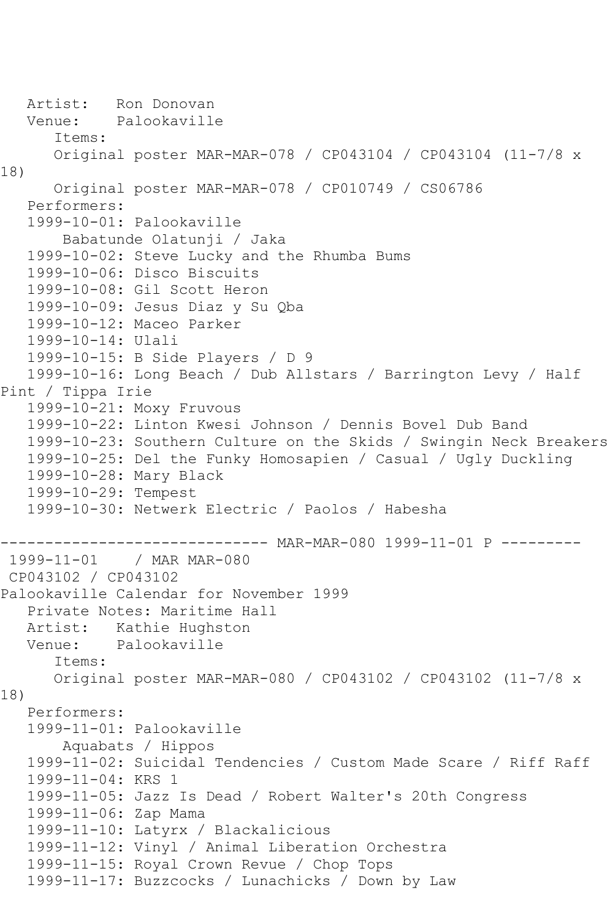Artist: Ron Donovan
Venue: Palookaville
Items:
Original poster MAR-MAR-078 / CP043104 / CP043104 (11-7/8 x 18)
Original poster MAR-MAR-078 / CP010749 / CS06786
Performers:
1999-10-01: Palookaville
Babatunde Olatunji / Jaka
1999-10-02: Steve Lucky and the Rhumba Bums
1999-10-06: Disco Biscuits
1999-10-08: Gil Scott Heron
1999-10-09: Jesus Diaz y Su Qba
1999-10-12: Maceo Parker
1999-10-14: Ulali
1999-10-15: B Side Players / D 9
1999-10-16: Long Beach / Dub Allstars / Barrington Levy / Half Pint / Tippa Irie
1999-10-21: Moxy Fruvous
1999-10-22: Linton Kwesi Johnson / Dennis Bovel Dub Band
1999-10-23: Southern Culture on the Skids / Swingin Neck Breakers
1999-10-25: Del the Funky Homosapien / Casual / Ugly Duckling
1999-10-28: Mary Black
1999-10-29: Tempest
1999-10-30: Netwerk Electric / Paolos / Habesha

------------------------------ MAR-MAR-080 1999-11-01 P ---------

1999-11-01 / MAR MAR-080
CP043102 / CP043102
Palookaville Calendar for November 1999
Private Notes: Maritime Hall
Artist: Kathie Hughston
Venue: Palookaville
Items:
Original poster MAR-MAR-080 / CP043102 / CP043102 (11-7/8 x 18)
Performers:
1999-11-01: Palookaville
Aquabats / Hippos
1999-11-02: Suicidal Tendencies / Custom Made Scare / Riff Raff
1999-11-04: KRS 1
1999-11-05: Jazz Is Dead / Robert Walter's 20th Congress
1999-11-06: Zap Mama
1999-11-10: Latyrx / Blackalicious
1999-11-12: Vinyl / Animal Liberation Orchestra
1999-11-15: Royal Crown Revue / Chop Tops
1999-11-17: Buzzcocks / Lunachicks / Down by Law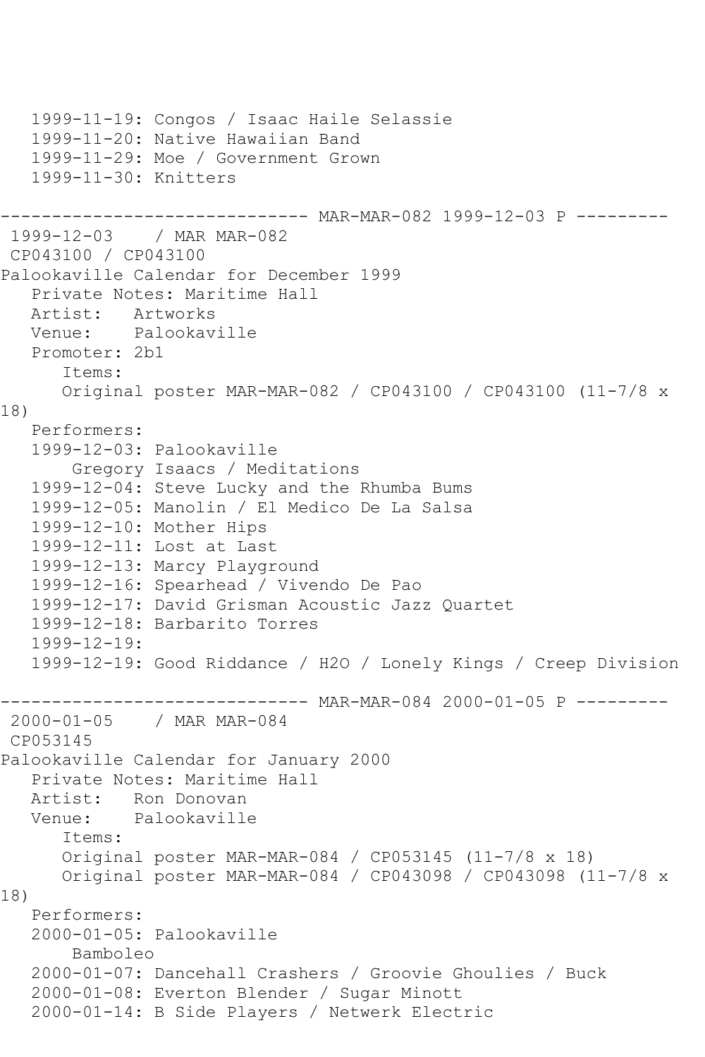```
   1999-11-19: Congos / Isaac Haile Selassie
   1999-11-20: Native Hawaiian Band
   1999-11-29: Moe / Government Grown
   1999-11-30: Knitters

------------------------------ MAR-MAR-082 1999-12-03 P ---------
 1999-12-03    / MAR MAR-082
 CP043100 / CP043100
Palookaville Calendar for December 1999
   Private Notes: Maritime Hall
   Artist:   Artworks
   Venue:    Palookaville
   Promoter: 2b1
      Items:
      Original poster MAR-MAR-082 / CP043100 / CP043100 (11-7/8 x
18)
   Performers:
   1999-12-03: Palookaville
       Gregory Isaacs / Meditations
   1999-12-04: Steve Lucky and the Rhumba Bums
   1999-12-05: Manolin / El Medico De La Salsa
   1999-12-10: Mother Hips
   1999-12-11: Lost at Last
   1999-12-13: Marcy Playground
   1999-12-16: Spearhead / Vivendo De Pao
   1999-12-17: David Grisman Acoustic Jazz Quartet
   1999-12-18: Barbarito Torres
   1999-12-19:
   1999-12-19: Good Riddance / H2O / Lonely Kings / Creep Division

------------------------------ MAR-MAR-084 2000-01-05 P ---------
 2000-01-05    / MAR MAR-084
 CP053145
Palookaville Calendar for January 2000
   Private Notes: Maritime Hall
   Artist:   Ron Donovan
   Venue:    Palookaville
      Items:
      Original poster MAR-MAR-084 / CP053145 (11-7/8 x 18)
      Original poster MAR-MAR-084 / CP043098 / CP043098 (11-7/8 x
18)
   Performers:
   2000-01-05: Palookaville
       Bamboleo
   2000-01-07: Dancehall Crashers / Groovie Ghoulies / Buck
   2000-01-08: Everton Blender / Sugar Minott
   2000-01-14: B Side Players / Netwerk Electric
```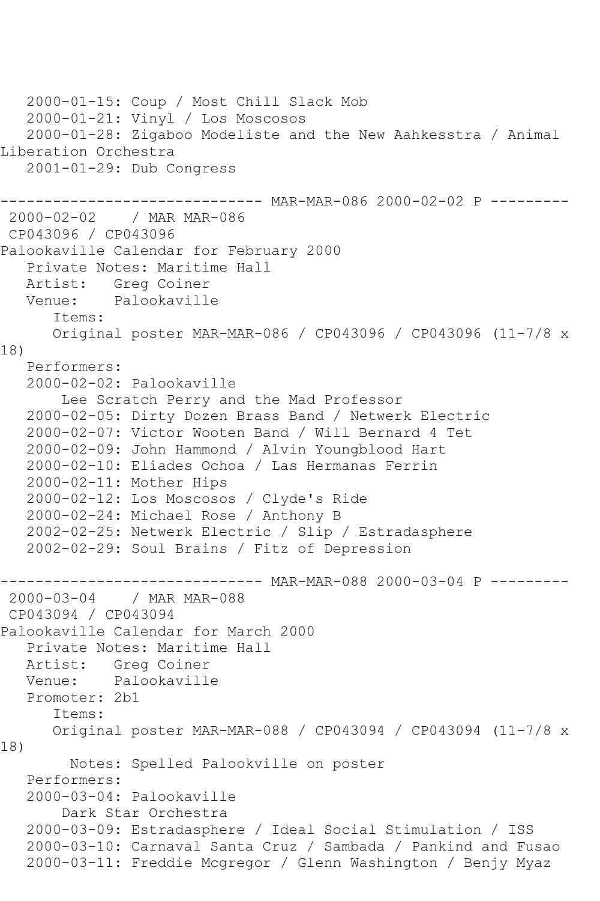2000-01-15: Coup / Most Chill Slack Mob
2000-01-21: Vinyl / Los Moscosos
2000-01-28: Zigaboo Modeliste and the New Aahkesstra / Animal Liberation Orchestra
2001-01-29: Dub Congress

------------------------------ MAR-MAR-086 2000-02-02 P ---------

2000-02-02 / MAR MAR-086
CP043096 / CP043096
Palookaville Calendar for February 2000
Private Notes: Maritime Hall
Artist: Greg Coiner
Venue: Palookaville
Items:
Original poster MAR-MAR-086 / CP043096 / CP043096 (11-7/8 x 18)
Performers:
2000-02-02: Palookaville
Lee Scratch Perry and the Mad Professor
2000-02-05: Dirty Dozen Brass Band / Netwerk Electric
2000-02-07: Victor Wooten Band / Will Bernard 4 Tet
2000-02-09: John Hammond / Alvin Youngblood Hart
2000-02-10: Eliades Ochoa / Las Hermanas Ferrin
2000-02-11: Mother Hips
2000-02-12: Los Moscosos / Clyde's Ride
2000-02-24: Michael Rose / Anthony B
2002-02-25: Netwerk Electric / Slip / Estradasphere
2002-02-29: Soul Brains / Fitz of Depression

------------------------------ MAR-MAR-088 2000-03-04 P ---------

2000-03-04 / MAR MAR-088
CP043094 / CP043094
Palookaville Calendar for March 2000
Private Notes: Maritime Hall
Artist: Greg Coiner
Venue: Palookaville
Promoter: 2b1
Items:
Original poster MAR-MAR-088 / CP043094 / CP043094 (11-7/8 x 18)
Notes: Spelled Palookville on poster
Performers:
2000-03-04: Palookaville
Dark Star Orchestra
2000-03-09: Estradasphere / Ideal Social Stimulation / ISS
2000-03-10: Carnaval Santa Cruz / Sambada / Pankind and Fusao
2000-03-11: Freddie Mcgregor / Glenn Washington / Benjy Myaz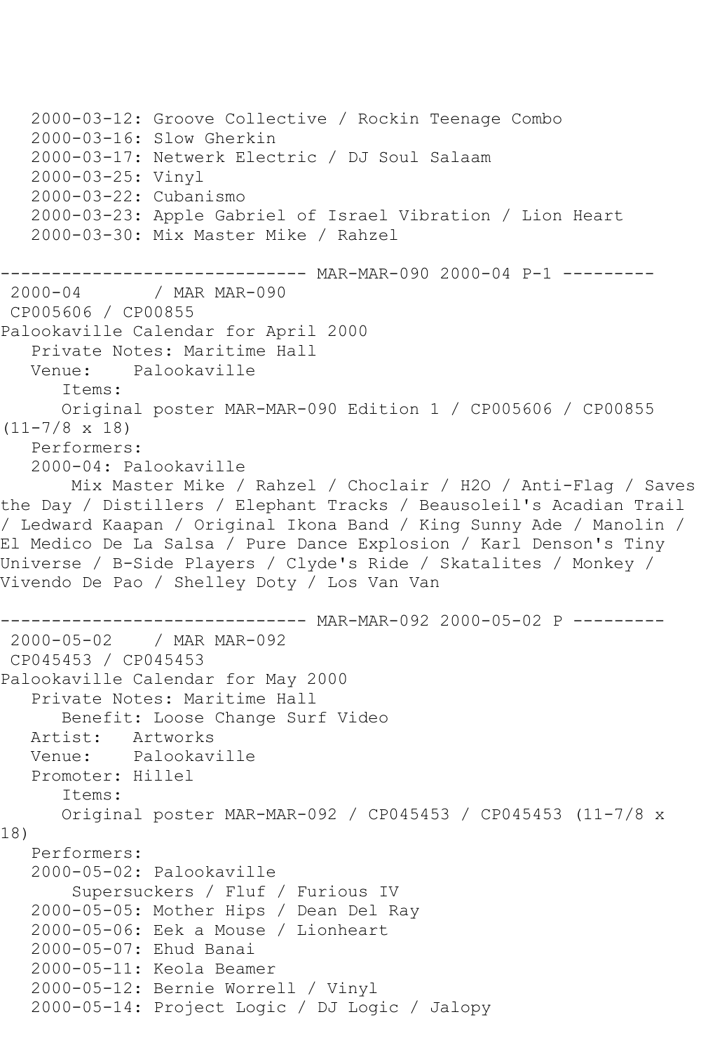2000-03-12: Groove Collective / Rockin Teenage Combo
2000-03-16: Slow Gherkin
2000-03-17: Netwerk Electric / DJ Soul Salaam
2000-03-25: Vinyl
2000-03-22: Cubanismo
2000-03-23: Apple Gabriel of Israel Vibration / Lion Heart
2000-03-30: Mix Master Mike / Rahzel

------------------------------ MAR-MAR-090 2000-04 P-1 ---------

2000-04 / MAR MAR-090
CP005606 / CP00855
Palookaville Calendar for April 2000
Private Notes: Maritime Hall
Venue: Palookaville
Items:
Original poster MAR-MAR-090 Edition 1 / CP005606 / CP00855 (11-7/8 x 18)
Performers:
2000-04: Palookaville
Mix Master Mike / Rahzel / Choclair / H2O / Anti-Flag / Saves the Day / Distillers / Elephant Tracks / Beausoleil's Acadian Trail / Ledward Kaapan / Original Ikona Band / King Sunny Ade / Manolin / El Medico De La Salsa / Pure Dance Explosion / Karl Denson's Tiny Universe / B-Side Players / Clyde's Ride / Skatalites / Monkey / Vivendo De Pao / Shelley Doty / Los Van Van

------------------------------ MAR-MAR-092 2000-05-02 P ---------

2000-05-02 / MAR MAR-092
CP045453 / CP045453
Palookaville Calendar for May 2000
Private Notes: Maritime Hall
Benefit: Loose Change Surf Video
Artist: Artworks
Venue: Palookaville
Promoter: Hillel
Items:
Original poster MAR-MAR-092 / CP045453 / CP045453 (11-7/8 x 18)
Performers:
2000-05-02: Palookaville
Supersuckers / Fluf / Furious IV
2000-05-05: Mother Hips / Dean Del Ray
2000-05-06: Eek a Mouse / Lionheart
2000-05-07: Ehud Banai
2000-05-11: Keola Beamer
2000-05-12: Bernie Worrell / Vinyl
2000-05-14: Project Logic / DJ Logic / Jalopy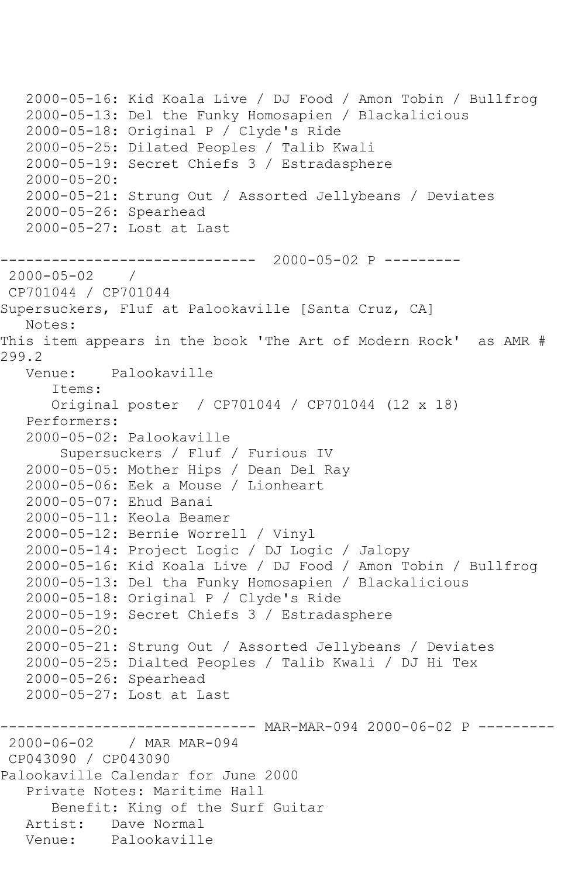2000-05-16: Kid Koala Live / DJ Food / Amon Tobin / Bullfrog
   2000-05-13: Del the Funky Homosapien / Blackalicious
   2000-05-18: Original P / Clyde's Ride
   2000-05-25: Dilated Peoples / Talib Kwali
   2000-05-19: Secret Chiefs 3 / Estradasphere
   2000-05-20:
   2000-05-21: Strung Out / Assorted Jellybeans / Deviates
   2000-05-26: Spearhead
   2000-05-27: Lost at Last

------------------------------  2000-05-02 P ---------
 2000-05-02    /
 CP701044 / CP701044
Supersuckers, Fluf at Palookaville [Santa Cruz, CA]
   Notes:
This item appears in the book 'The Art of Modern Rock'  as AMR # 299.2
   Venue:    Palookaville
      Items:
      Original poster  / CP701044 / CP701044 (12 x 18)
   Performers:
   2000-05-02: Palookaville
       Supersuckers / Fluf / Furious IV
   2000-05-05: Mother Hips / Dean Del Ray
   2000-05-06: Eek a Mouse / Lionheart
   2000-05-07: Ehud Banai
   2000-05-11: Keola Beamer
   2000-05-12: Bernie Worrell / Vinyl
   2000-05-14: Project Logic / DJ Logic / Jalopy
   2000-05-16: Kid Koala Live / DJ Food / Amon Tobin / Bullfrog
   2000-05-13: Del tha Funky Homosapien / Blackalicious
   2000-05-18: Original P / Clyde's Ride
   2000-05-19: Secret Chiefs 3 / Estradasphere
   2000-05-20:
   2000-05-21: Strung Out / Assorted Jellybeans / Deviates
   2000-05-25: Dialted Peoples / Talib Kwali / DJ Hi Tex
   2000-05-26: Spearhead
   2000-05-27: Lost at Last

------------------------------ MAR-MAR-094 2000-06-02 P ---------
 2000-06-02    / MAR MAR-094
 CP043090 / CP043090
Palookaville Calendar for June 2000
   Private Notes: Maritime Hall
      Benefit: King of the Surf Guitar
   Artist:   Dave Normal
   Venue:    Palookaville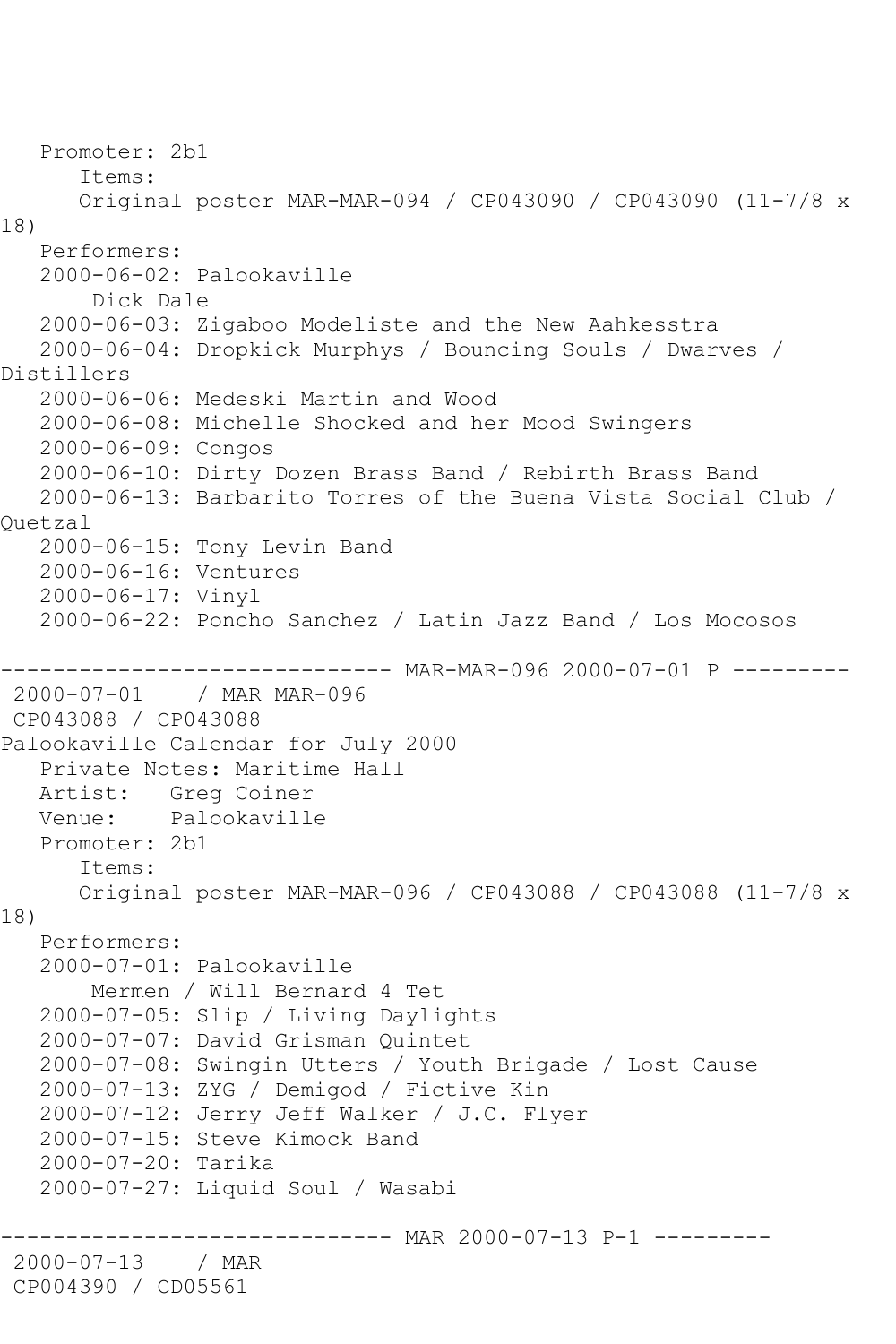```
   Promoter: 2b1
      Items:
      Original poster MAR-MAR-094 / CP043090 / CP043090 (11-7/8 x 
18)
   Performers:
   2000-06-02: Palookaville
       Dick Dale
   2000-06-03: Zigaboo Modeliste and the New Aahkesstra
   2000-06-04: Dropkick Murphys / Bouncing Souls / Dwarves / 
Distillers
   2000-06-06: Medeski Martin and Wood
   2000-06-08: Michelle Shocked and her Mood Swingers
   2000-06-09: Congos
   2000-06-10: Dirty Dozen Brass Band / Rebirth Brass Band
   2000-06-13: Barbarito Torres of the Buena Vista Social Club / 
Quetzal
   2000-06-15: Tony Levin Band
   2000-06-16: Ventures
   2000-06-17: Vinyl
   2000-06-22: Poncho Sanchez / Latin Jazz Band / Los Mocosos

------------------------------ MAR-MAR-096 2000-07-01 P ---------
 2000-07-01    / MAR MAR-096
 CP043088 / CP043088
Palookaville Calendar for July 2000
   Private Notes: Maritime Hall
   Artist:   Greg Coiner
   Venue:    Palookaville
   Promoter: 2b1
      Items:
      Original poster MAR-MAR-096 / CP043088 / CP043088 (11-7/8 x 
18)
   Performers:
   2000-07-01: Palookaville
       Mermen / Will Bernard 4 Tet
   2000-07-05: Slip / Living Daylights
   2000-07-07: David Grisman Quintet
   2000-07-08: Swingin Utters / Youth Brigade / Lost Cause
   2000-07-13: ZYG / Demigod / Fictive Kin
   2000-07-12: Jerry Jeff Walker / J.C. Flyer
   2000-07-15: Steve Kimock Band
   2000-07-20: Tarika
   2000-07-27: Liquid Soul / Wasabi

------------------------------ MAR 2000-07-13 P-1 ---------
 2000-07-13    / MAR
 CP004390 / CD05561
```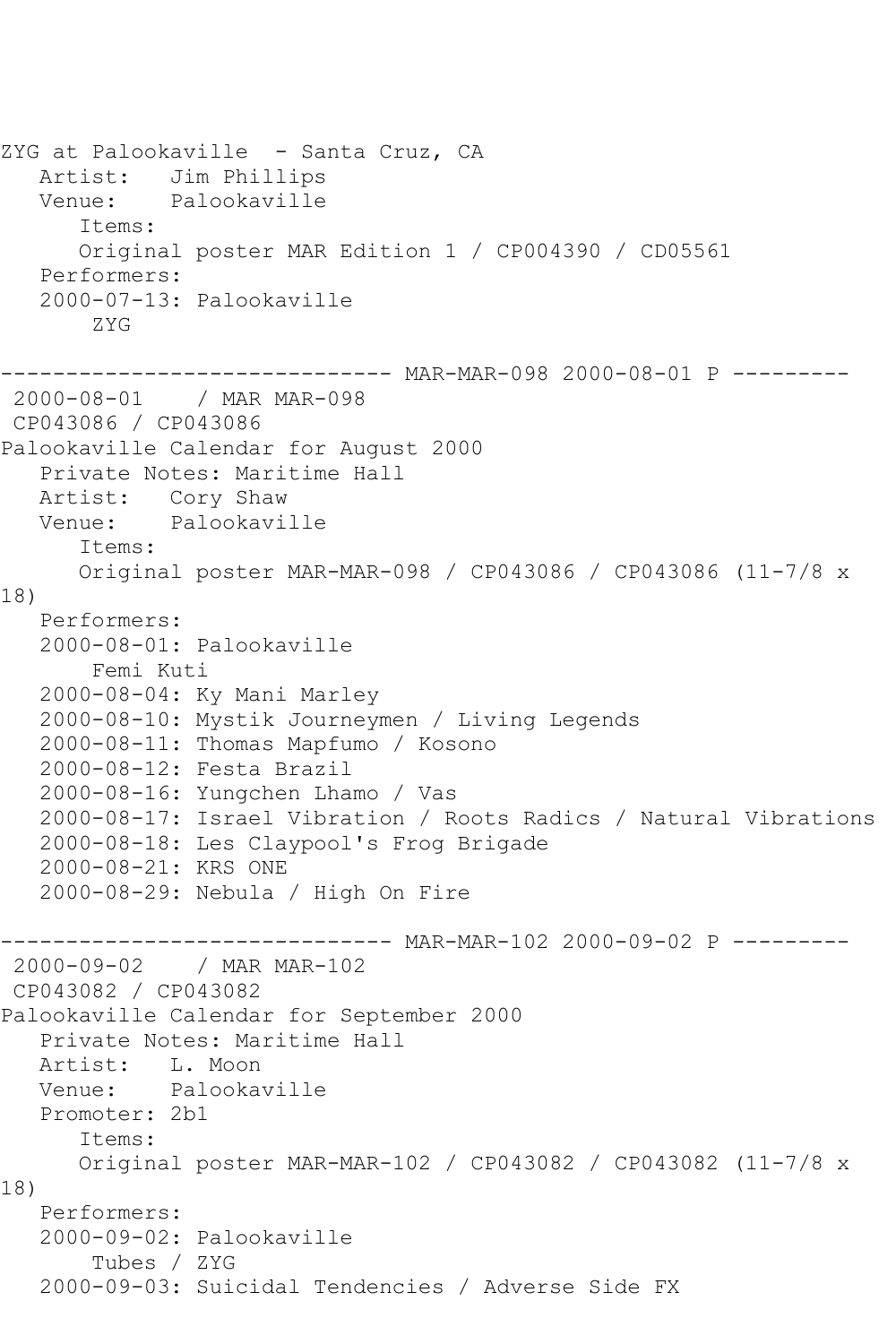ZYG at Palookaville - Santa Cruz, CA
   Artist: Jim Phillips
   Venue: Palookaville
      Items:
      Original poster MAR Edition 1 / CP004390 / CD05561
   Performers:
   2000-07-13: Palookaville
       ZYG

------------------------------ MAR-MAR-098 2000-08-01 P ---------
 2000-08-01 / MAR MAR-098
 CP043086 / CP043086
Palookaville Calendar for August 2000
   Private Notes: Maritime Hall
   Artist: Cory Shaw
   Venue: Palookaville
      Items:
      Original poster MAR-MAR-098 / CP043086 / CP043086 (11-7/8 x 18)
   Performers:
   2000-08-01: Palookaville
       Femi Kuti
   2000-08-04: Ky Mani Marley
   2000-08-10: Mystik Journeymen / Living Legends
   2000-08-11: Thomas Mapfumo / Kosono
   2000-08-12: Festa Brazil
   2000-08-16: Yungchen Lhamo / Vas
   2000-08-17: Israel Vibration / Roots Radics / Natural Vibrations
   2000-08-18: Les Claypool's Frog Brigade
   2000-08-21: KRS ONE
   2000-08-29: Nebula / High On Fire

------------------------------ MAR-MAR-102 2000-09-02 P ---------
 2000-09-02 / MAR MAR-102
 CP043082 / CP043082
Palookaville Calendar for September 2000
   Private Notes: Maritime Hall
   Artist: L. Moon
   Venue: Palookaville
   Promoter: 2b1
      Items:
      Original poster MAR-MAR-102 / CP043082 / CP043082 (11-7/8 x 18)
   Performers:
   2000-09-02: Palookaville
       Tubes / ZYG
   2000-09-03: Suicidal Tendencies / Adverse Side FX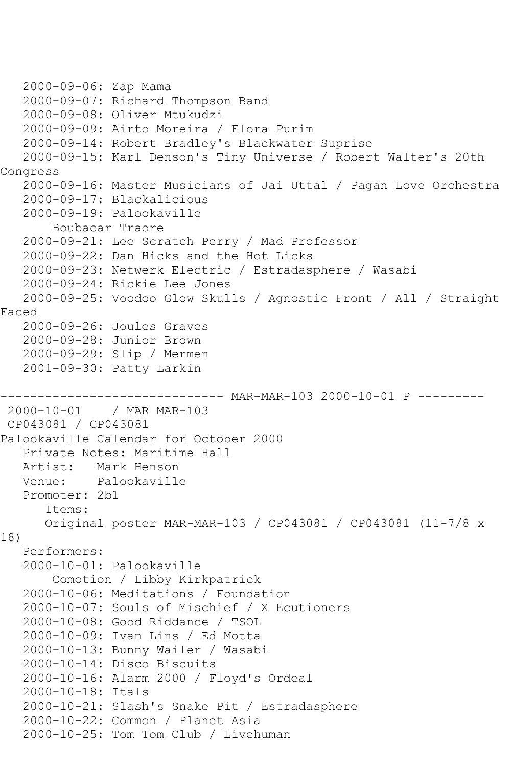2000-09-06: Zap Mama
   2000-09-07: Richard Thompson Band
   2000-09-08: Oliver Mtukudzi
   2000-09-09: Airto Moreira / Flora Purim
   2000-09-14: Robert Bradley's Blackwater Suprise
   2000-09-15: Karl Denson's Tiny Universe / Robert Walter's 20th Congress
   2000-09-16: Master Musicians of Jai Uttal / Pagan Love Orchestra
   2000-09-17: Blackalicious
   2000-09-19: Palookaville
       Boubacar Traore
   2000-09-21: Lee Scratch Perry / Mad Professor
   2000-09-22: Dan Hicks and the Hot Licks
   2000-09-23: Netwerk Electric / Estradasphere / Wasabi
   2000-09-24: Rickie Lee Jones
   2000-09-25: Voodoo Glow Skulls / Agnostic Front / All / Straight Faced
   2000-09-26: Joules Graves
   2000-09-28: Junior Brown
   2000-09-29: Slip / Mermen
   2001-09-30: Patty Larkin

------------------------------ MAR-MAR-103 2000-10-01 P ---------

2000-10-01    / MAR MAR-103
CP043081 / CP043081
Palookaville Calendar for October 2000
   Private Notes: Maritime Hall
   Artist:   Mark Henson
   Venue:    Palookaville
   Promoter: 2b1
      Items:
      Original poster MAR-MAR-103 / CP043081 / CP043081 (11-7/8 x 18)
   Performers:
   2000-10-01: Palookaville
       Comotion / Libby Kirkpatrick
   2000-10-06: Meditations / Foundation
   2000-10-07: Souls of Mischief / X Ecutioners
   2000-10-08: Good Riddance / TSOL
   2000-10-09: Ivan Lins / Ed Motta
   2000-10-13: Bunny Wailer / Wasabi
   2000-10-14: Disco Biscuits
   2000-10-16: Alarm 2000 / Floyd's Ordeal
   2000-10-18: Itals
   2000-10-21: Slash's Snake Pit / Estradasphere
   2000-10-22: Common / Planet Asia
   2000-10-25: Tom Tom Club / Livehuman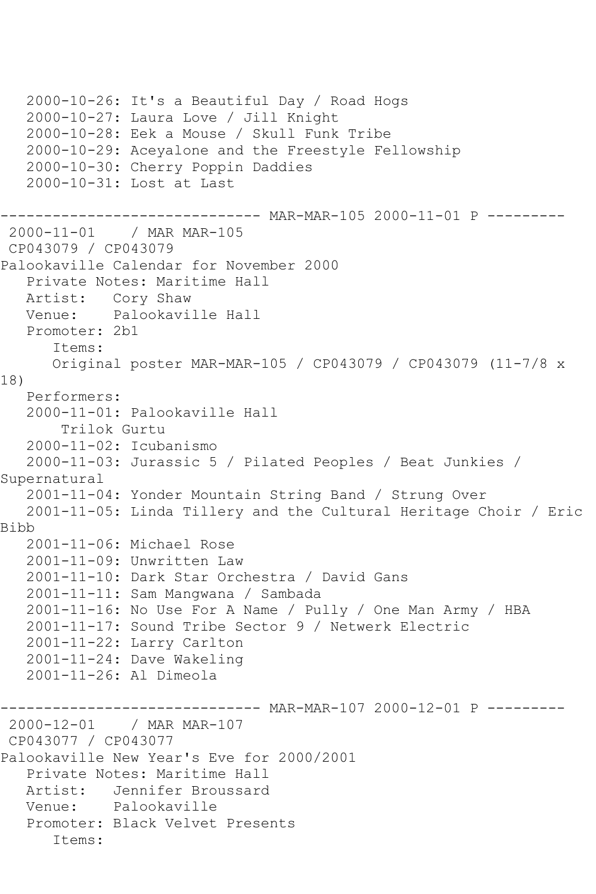```
   2000-10-26: It's a Beautiful Day / Road Hogs
   2000-10-27: Laura Love / Jill Knight
   2000-10-28: Eek a Mouse / Skull Funk Tribe
   2000-10-29: Aceyalone and the Freestyle Fellowship
   2000-10-30: Cherry Poppin Daddies
   2000-10-31: Lost at Last

------------------------------ MAR-MAR-105 2000-11-01 P ---------
 2000-11-01    / MAR MAR-105
 CP043079 / CP043079
Palookaville Calendar for November 2000
   Private Notes: Maritime Hall
   Artist:   Cory Shaw
   Venue:    Palookaville Hall
   Promoter: 2b1
      Items:
      Original poster MAR-MAR-105 / CP043079 / CP043079 (11-7/8 x 
18)
   Performers:
   2000-11-01: Palookaville Hall
       Trilok Gurtu
   2000-11-02: Icubanismo
   2000-11-03: Jurassic 5 / Pilated Peoples / Beat Junkies / 
Supernatural
   2001-11-04: Yonder Mountain String Band / Strung Over
   2001-11-05: Linda Tillery and the Cultural Heritage Choir / Eric 
Bibb
   2001-11-06: Michael Rose
   2001-11-09: Unwritten Law
   2001-11-10: Dark Star Orchestra / David Gans
   2001-11-11: Sam Mangwana / Sambada
   2001-11-16: No Use For A Name / Pully / One Man Army / HBA
   2001-11-17: Sound Tribe Sector 9 / Netwerk Electric
   2001-11-22: Larry Carlton
   2001-11-24: Dave Wakeling
   2001-11-26: Al Dimeola

------------------------------ MAR-MAR-107 2000-12-01 P ---------
 2000-12-01    / MAR MAR-107
 CP043077 / CP043077
Palookaville New Year's Eve for 2000/2001
   Private Notes: Maritime Hall
   Artist:   Jennifer Broussard
   Venue:    Palookaville
   Promoter: Black Velvet Presents
      Items:
```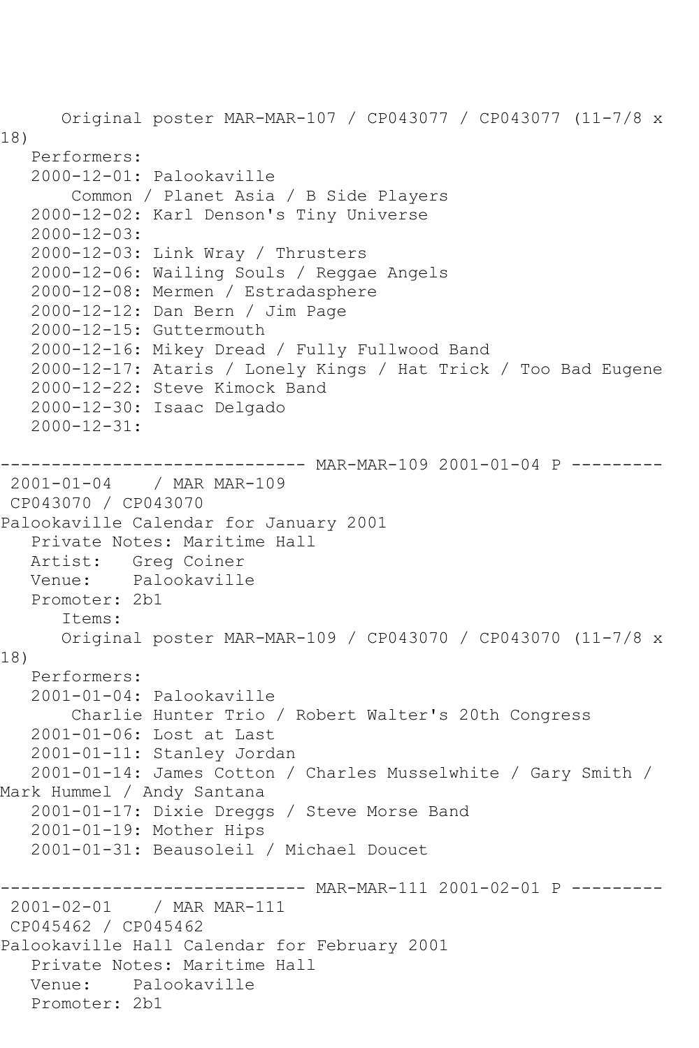Original poster MAR-MAR-107 / CP043077 / CP043077 (11-7/8 x 18)

Performers:

2000-12-01: Palookaville
   Common / Planet Asia / B Side Players
2000-12-02: Karl Denson's Tiny Universe
2000-12-03:
2000-12-03: Link Wray / Thrusters
2000-12-06: Wailing Souls / Reggae Angels
2000-12-08: Mermen / Estradasphere
2000-12-12: Dan Bern / Jim Page
2000-12-15: Guttermouth
2000-12-16: Mikey Dread / Fully Fullwood Band
2000-12-17: Ataris / Lonely Kings / Hat Trick / Too Bad Eugene
2000-12-22: Steve Kimock Band
2000-12-30: Isaac Delgado
2000-12-31:

------------------------------ MAR-MAR-109 2001-01-04 P ---------

2001-01-04 / MAR MAR-109
CP043070 / CP043070
Palookaville Calendar for January 2001

Private Notes: Maritime Hall
Artist: Greg Coiner
Venue: Palookaville
Promoter: 2b1

Items:
Original poster MAR-MAR-109 / CP043070 / CP043070 (11-7/8 x 18)

Performers:

2001-01-04: Palookaville
   Charlie Hunter Trio / Robert Walter's 20th Congress
2001-01-06: Lost at Last
2001-01-11: Stanley Jordan
2001-01-14: James Cotton / Charles Musselwhite / Gary Smith / Mark Hummel / Andy Santana
2001-01-17: Dixie Dreggs / Steve Morse Band
2001-01-19: Mother Hips
2001-01-31: Beausoleil / Michael Doucet

------------------------------ MAR-MAR-111 2001-02-01 P ---------

2001-02-01 / MAR MAR-111
CP045462 / CP045462
Palookaville Hall Calendar for February 2001

Private Notes: Maritime Hall
Venue: Palookaville
Promoter: 2b1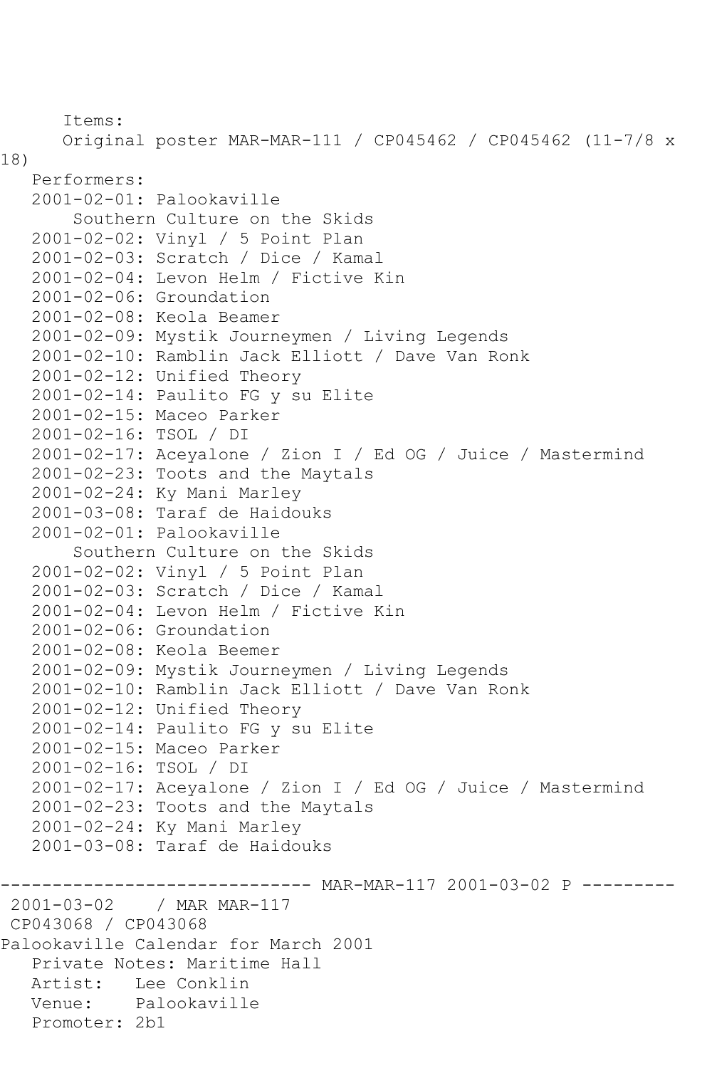Items:
Original poster MAR-MAR-111 / CP045462 / CP045462 (11-7/8 x 18)

Performers:

2001-02-01: Palookaville
Southern Culture on the Skids
2001-02-02: Vinyl / 5 Point Plan
2001-02-03: Scratch / Dice / Kamal
2001-02-04: Levon Helm / Fictive Kin
2001-02-06: Groundation
2001-02-08: Keola Beamer
2001-02-09: Mystik Journeymen / Living Legends
2001-02-10: Ramblin Jack Elliott / Dave Van Ronk
2001-02-12: Unified Theory
2001-02-14: Paulito FG y su Elite
2001-02-15: Maceo Parker
2001-02-16: TSOL / DI
2001-02-17: Aceyalone / Zion I / Ed OG / Juice / Mastermind
2001-02-23: Toots and the Maytals
2001-02-24: Ky Mani Marley
2001-03-08: Taraf de Haidouks
2001-02-01: Palookaville
Southern Culture on the Skids
2001-02-02: Vinyl / 5 Point Plan
2001-02-03: Scratch / Dice / Kamal
2001-02-04: Levon Helm / Fictive Kin
2001-02-06: Groundation
2001-02-08: Keola Beemer
2001-02-09: Mystik Journeymen / Living Legends
2001-02-10: Ramblin Jack Elliott / Dave Van Ronk
2001-02-12: Unified Theory
2001-02-14: Paulito FG y su Elite
2001-02-15: Maceo Parker
2001-02-16: TSOL / DI
2001-02-17: Aceyalone / Zion I / Ed OG / Juice / Mastermind
2001-02-23: Toots and the Maytals
2001-02-24: Ky Mani Marley
2001-03-08: Taraf de Haidouks

------------------------------ MAR-MAR-117 2001-03-02 P ---------

2001-03-02 / MAR MAR-117
CP043068 / CP043068
Palookaville Calendar for March 2001
Private Notes: Maritime Hall
Artist: Lee Conklin
Venue: Palookaville
Promoter: 2b1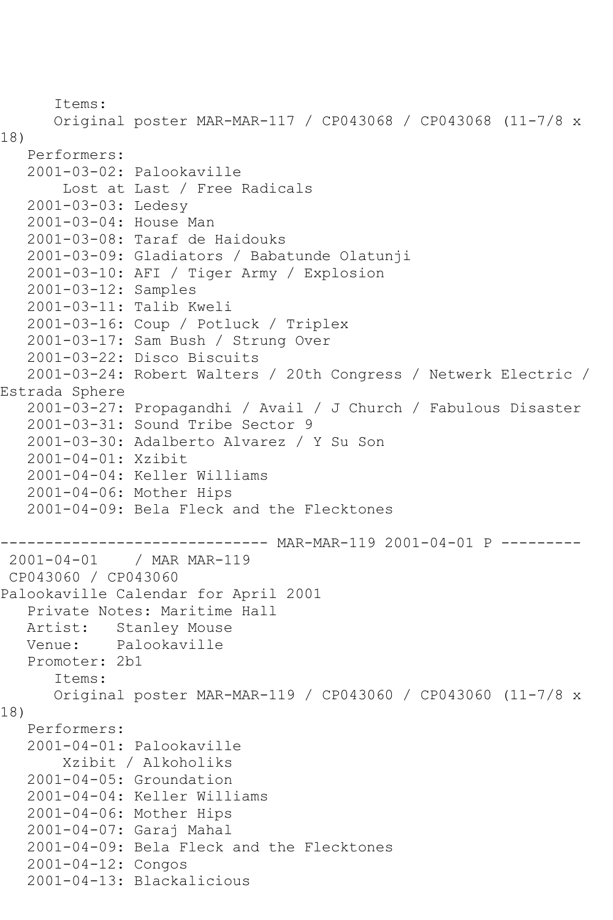Items:
Original poster MAR-MAR-117 / CP043068 / CP043068 (11-7/8 x 18)

Performers:

2001-03-02: Palookaville
    Lost at Last / Free Radicals
2001-03-03: Ledesy
2001-03-04: House Man
2001-03-08: Taraf de Haidouks
2001-03-09: Gladiators / Babatunde Olatunji
2001-03-10: AFI / Tiger Army / Explosion
2001-03-12: Samples
2001-03-11: Talib Kweli
2001-03-16: Coup / Potluck / Triplex
2001-03-17: Sam Bush / Strung Over
2001-03-22: Disco Biscuits
2001-03-24: Robert Walters / 20th Congress / Netwerk Electric / Estrada Sphere
2001-03-27: Propagandhi / Avail / J Church / Fabulous Disaster
2001-03-31: Sound Tribe Sector 9
2001-03-30: Adalberto Alvarez / Y Su Son
2001-04-01: Xzibit
2001-04-04: Keller Williams
2001-04-06: Mother Hips
2001-04-09: Bela Fleck and the Flecktones

------------------------------ MAR-MAR-119 2001-04-01 P ---------

2001-04-01 / MAR MAR-119
CP043060 / CP043060
Palookaville Calendar for April 2001

Private Notes: Maritime Hall
Artist: Stanley Mouse
Venue: Palookaville
Promoter: 2b1

Items:
Original poster MAR-MAR-119 / CP043060 / CP043060 (11-7/8 x 18)

Performers:

2001-04-01: Palookaville
    Xzibit / Alkoholiks
2001-04-05: Groundation
2001-04-04: Keller Williams
2001-04-06: Mother Hips
2001-04-07: Garaj Mahal
2001-04-09: Bela Fleck and the Flecktones
2001-04-12: Congos
2001-04-13: Blackalicious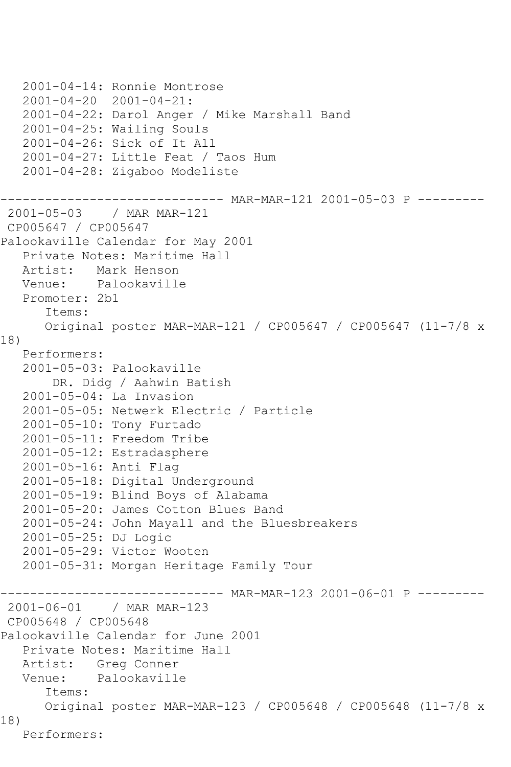2001-04-14: Ronnie Montrose
2001-04-20  2001-04-21:
2001-04-22: Darol Anger / Mike Marshall Band
2001-04-25: Wailing Souls
2001-04-26: Sick of It All
2001-04-27: Little Feat / Taos Hum
2001-04-28: Zigaboo Modeliste

------------------------------ MAR-MAR-121 2001-05-03 P ---------

2001-05-03    / MAR MAR-121
CP005647 / CP005647
Palookaville Calendar for May 2001
Private Notes: Maritime Hall
Artist:   Mark Henson
Venue:    Palookaville
Promoter: 2b1
Items:
Original poster MAR-MAR-121 / CP005647 / CP005647 (11-7/8 x 18)
Performers:
2001-05-03: Palookaville
DR. Didg / Aahwin Batish
2001-05-04: La Invasion
2001-05-05: Netwerk Electric / Particle
2001-05-10: Tony Furtado
2001-05-11: Freedom Tribe
2001-05-12: Estradasphere
2001-05-16: Anti Flag
2001-05-18: Digital Underground
2001-05-19: Blind Boys of Alabama
2001-05-20: James Cotton Blues Band
2001-05-24: John Mayall and the Bluesbreakers
2001-05-25: DJ Logic
2001-05-29: Victor Wooten
2001-05-31: Morgan Heritage Family Tour

------------------------------ MAR-MAR-123 2001-06-01 P ---------

2001-06-01    / MAR MAR-123
CP005648 / CP005648
Palookaville Calendar for June 2001
Private Notes: Maritime Hall
Artist:   Greg Conner
Venue:    Palookaville
Items:
Original poster MAR-MAR-123 / CP005648 / CP005648 (11-7/8 x 18)
Performers: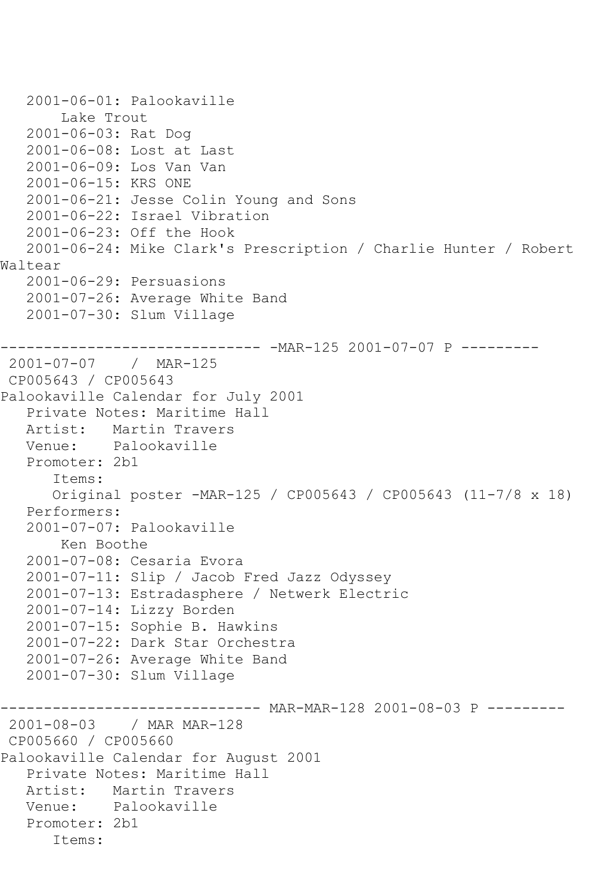2001-06-01: Palookaville
   Lake Trout
2001-06-03: Rat Dog
2001-06-08: Lost at Last
2001-06-09: Los Van Van
2001-06-15: KRS ONE
2001-06-21: Jesse Colin Young and Sons
2001-06-22: Israel Vibration
2001-06-23: Off the Hook
2001-06-24: Mike Clark's Prescription / Charlie Hunter / Robert Waltear
2001-06-29: Persuasions
2001-07-26: Average White Band
2001-07-30: Slum Village

------------------------------ -MAR-125 2001-07-07 P ---------

2001-07-07 / MAR-125
CP005643 / CP005643
Palookaville Calendar for July 2001
Private Notes: Maritime Hall
Artist: Martin Travers
Venue: Palookaville
Promoter: 2b1
Items:
Original poster -MAR-125 / CP005643 / CP005643 (11-7/8 x 18)
Performers:
2001-07-07: Palookaville
   Ken Boothe
2001-07-08: Cesaria Evora
2001-07-11: Slip / Jacob Fred Jazz Odyssey
2001-07-13: Estradasphere / Netwerk Electric
2001-07-14: Lizzy Borden
2001-07-15: Sophie B. Hawkins
2001-07-22: Dark Star Orchestra
2001-07-26: Average White Band
2001-07-30: Slum Village

------------------------------ MAR-MAR-128 2001-08-03 P ---------

2001-08-03 / MAR MAR-128
CP005660 / CP005660
Palookaville Calendar for August 2001
Private Notes: Maritime Hall
Artist: Martin Travers
Venue: Palookaville
Promoter: 2b1
Items: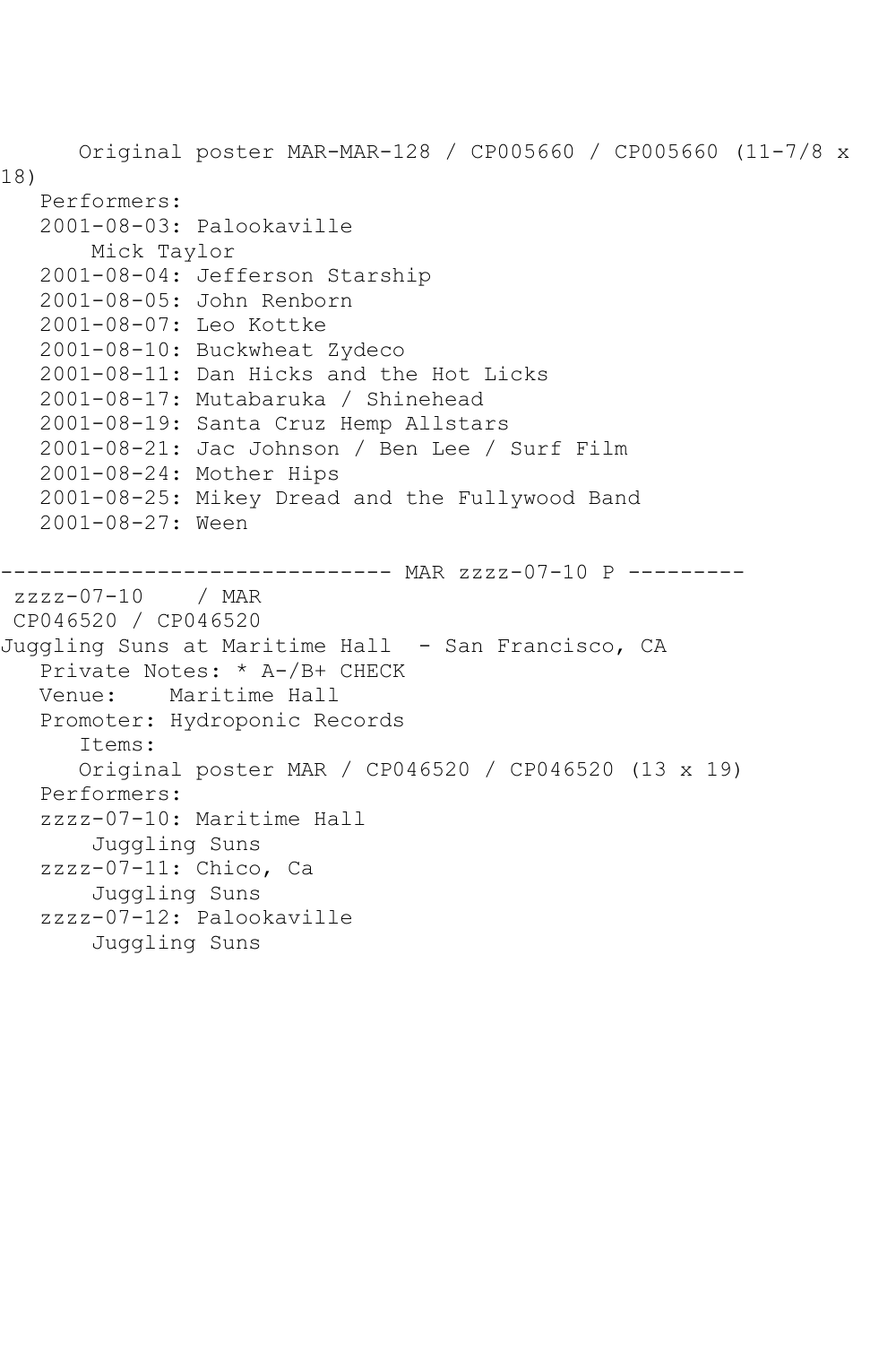Original poster MAR-MAR-128 / CP005660 / CP005660 (11-7/8 x 18)

Performers:

2001-08-03: Palookaville
    Mick Taylor
2001-08-04: Jefferson Starship
2001-08-05: John Renborn
2001-08-07: Leo Kottke
2001-08-10: Buckwheat Zydeco
2001-08-11: Dan Hicks and the Hot Licks
2001-08-17: Mutabaruka / Shinehead
2001-08-19: Santa Cruz Hemp Allstars
2001-08-21: Jac Johnson / Ben Lee / Surf Film
2001-08-24: Mother Hips
2001-08-25: Mikey Dread and the Fullywood Band
2001-08-27: Ween

------------------------------ MAR zzzz-07-10 P ---------

zzzz-07-10 / MAR
CP046520 / CP046520

Juggling Suns at Maritime Hall - San Francisco, CA

Private Notes: * A-/B+ CHECK
Venue: Maritime Hall
Promoter: Hydroponic Records
Items:
Original poster MAR / CP046520 / CP046520 (13 x 19)

Performers:

zzzz-07-10: Maritime Hall
    Juggling Suns
zzzz-07-11: Chico, Ca
    Juggling Suns
zzzz-07-12: Palookaville
    Juggling Suns